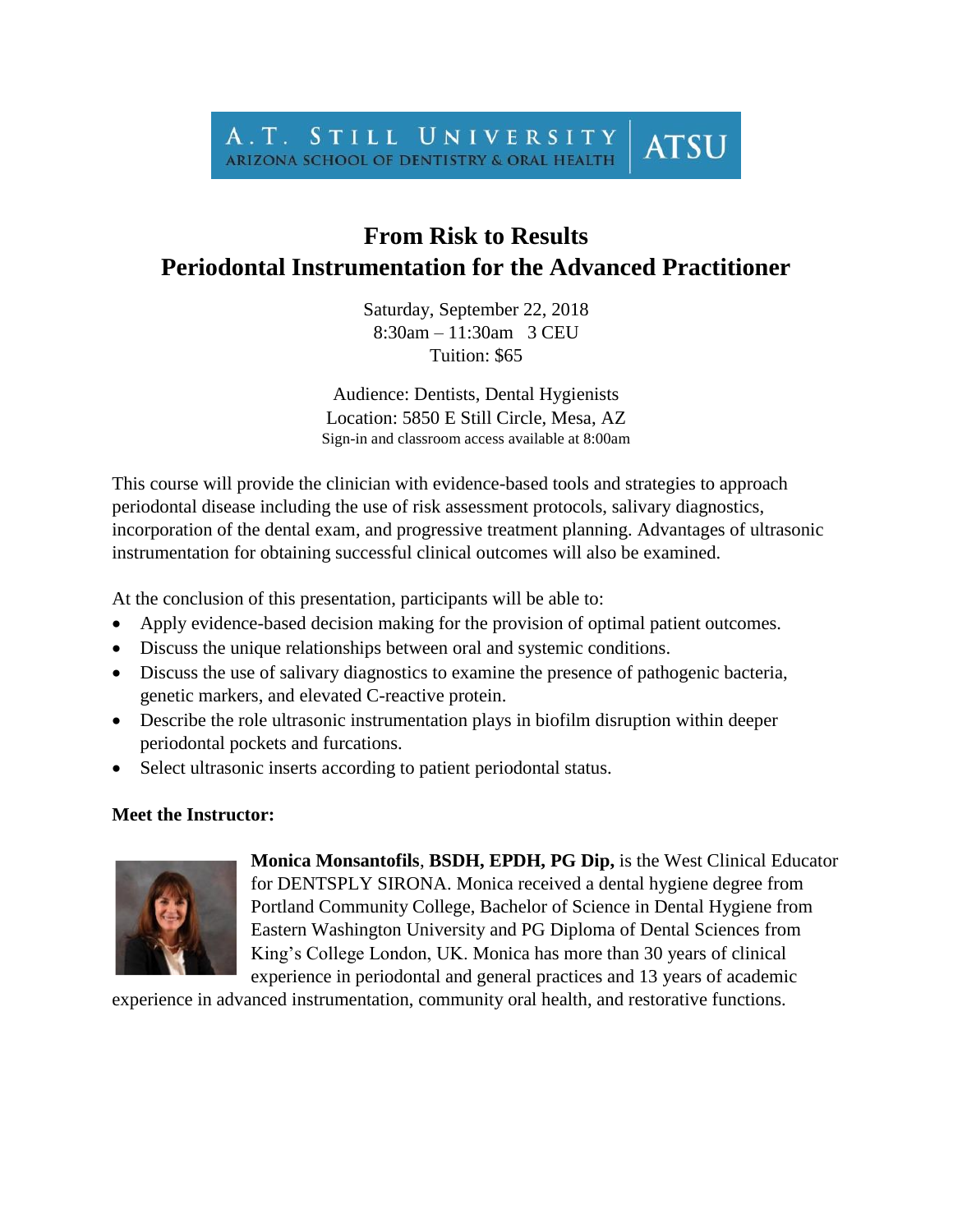A.T. STILL UNIVERSITY
ARIZONA SCHOOL OF DENTISTRY & ORAL HEALTH | ATSU

# From Risk to Results
# Periodontal Instrumentation for the Advanced Practitioner

Saturday, September 22, 2018
8:30am – 11:30am 3 CEU
Tuition: $65

Audience: Dentists, Dental Hygienists
Location: 5850 E Still Circle, Mesa, AZ
Sign-in and classroom access available at 8:00am

This course will provide the clinician with evidence-based tools and strategies to approach periodontal disease including the use of risk assessment protocols, salivary diagnostics, incorporation of the dental exam, and progressive treatment planning. Advantages of ultrasonic instrumentation for obtaining successful clinical outcomes will also be examined.

At the conclusion of this presentation, participants will be able to:

- Apply evidence-based decision making for the provision of optimal patient outcomes.
- Discuss the unique relationships between oral and systemic conditions.
- Discuss the use of salivary diagnostics to examine the presence of pathogenic bacteria, genetic markers, and elevated C-reactive protein.
- Describe the role ultrasonic instrumentation plays in biofilm disruption within deeper periodontal pockets and furcations.
- Select ultrasonic inserts according to patient periodontal status.

**Meet the Instructor:**

**Monica Monsantofils**, **BSDH, EPDH, PG Dip,** is the West Clinical Educator for DENTSPLY SIRONA. Monica received a dental hygiene degree from Portland Community College, Bachelor of Science in Dental Hygiene from Eastern Washington University and PG Diploma of Dental Sciences from King's College London, UK. Monica has more than 30 years of clinical experience in periodontal and general practices and 13 years of academic experience in advanced instrumentation, community oral health, and restorative functions.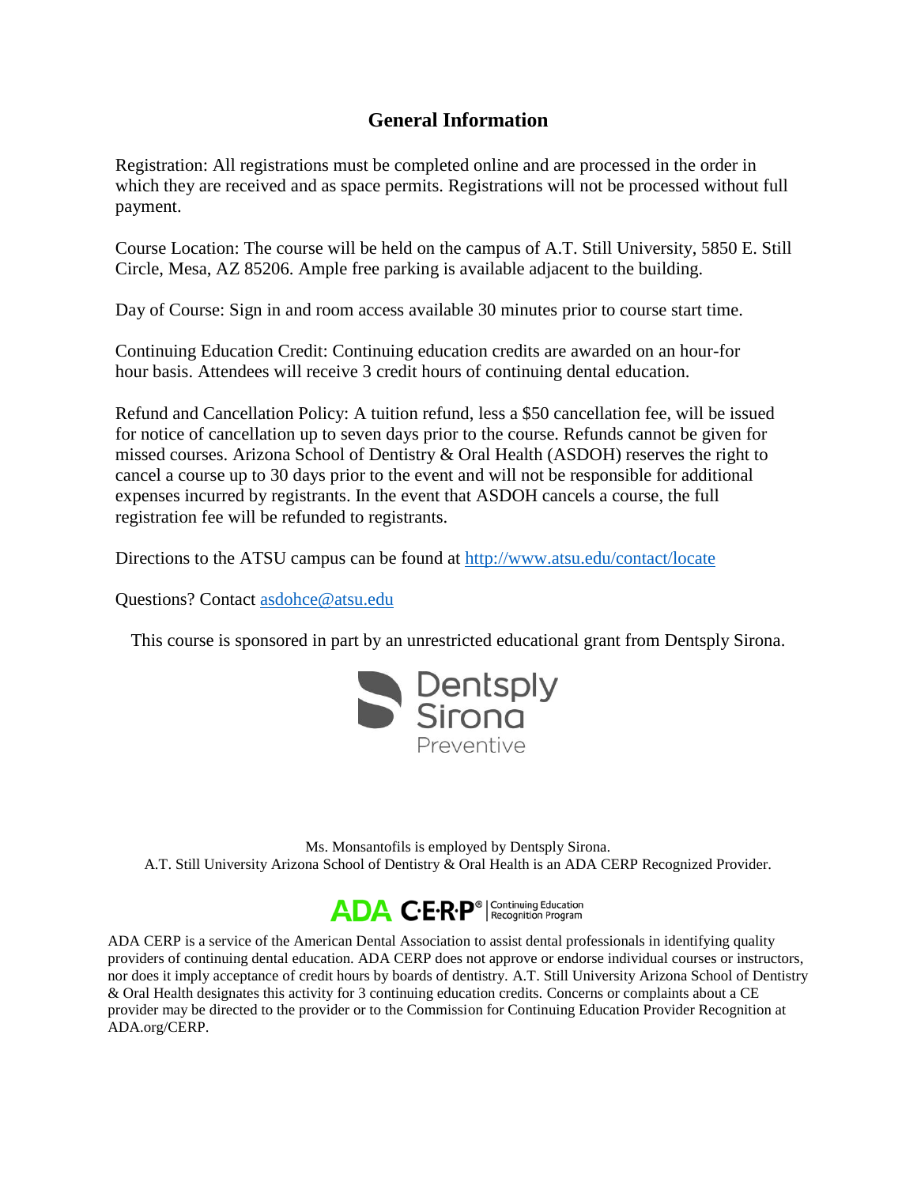## General Information

Registration: All registrations must be completed online and are processed in the order in which they are received and as space permits. Registrations will not be processed without full payment.

Course Location: The course will be held on the campus of A.T. Still University, 5850 E. Still Circle, Mesa, AZ 85206. Ample free parking is available adjacent to the building.

Day of Course: Sign in and room access available 30 minutes prior to course start time.

Continuing Education Credit: Continuing education credits are awarded on an hour-for hour basis. Attendees will receive 3 credit hours of continuing dental education.

Refund and Cancellation Policy: A tuition refund, less a $50 cancellation fee, will be issued for notice of cancellation up to seven days prior to the course. Refunds cannot be given for missed courses. Arizona School of Dentistry & Oral Health (ASDOH) reserves the right to cancel a course up to 30 days prior to the event and will not be responsible for additional expenses incurred by registrants. In the event that ASDOH cancels a course, the full registration fee will be refunded to registrants.

Directions to the ATSU campus can be found at [http://www.atsu.edu/contact/locate](http://www.atsu.edu/contact/locate)

Questions? Contact [asdohce@atsu.edu](mailto:asdohce@atsu.edu)

This course is sponsored in part by an unrestricted educational grant from Dentsply Sirona.

Dentsply Sirona
Preventive

Ms. Monsantofils is employed by Dentsply Sirona.
A.T. Still University Arizona School of Dentistry & Oral Health is an ADA CERP Recognized Provider.

ADA C·E·R·P® | Continuing Education Recognition Program

ADA CERP is a service of the American Dental Association to assist dental professionals in identifying quality providers of continuing dental education. ADA CERP does not approve or endorse individual courses or instructors, nor does it imply acceptance of credit hours by boards of dentistry. A.T. Still University Arizona School of Dentistry & Oral Health designates this activity for 3 continuing education credits. Concerns or complaints about a CE provider may be directed to the provider or to the Commission for Continuing Education Provider Recognition at ADA.org/CERP.